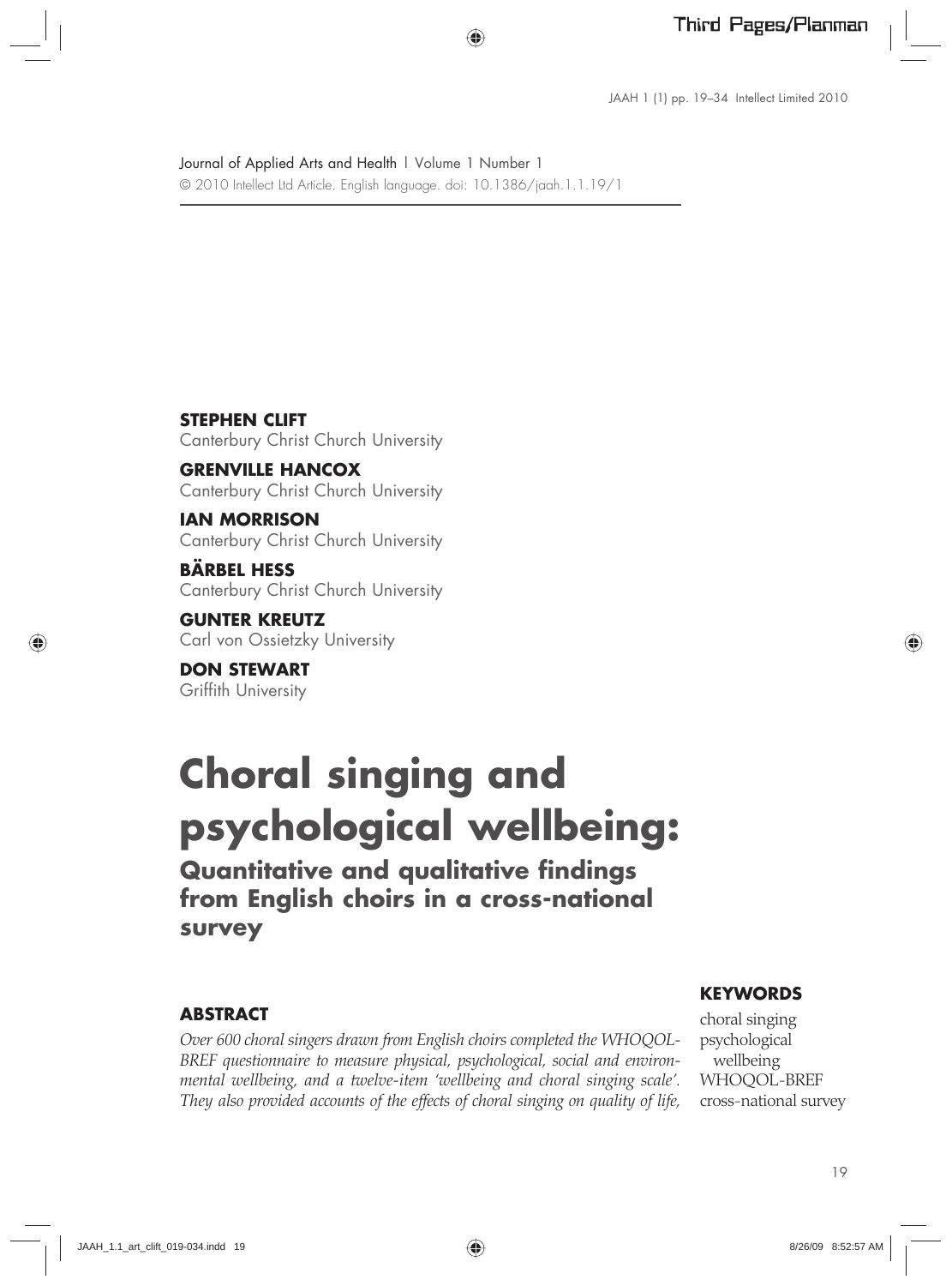Journal of Applied Arts and Health | Volume 1 Number 1
© 2010 Intellect Ltd Article. English language. doi: 10.1386/jaah.1.1.19/1

**STEPHEN CLIFT**
Canterbury Christ Church University

**GRENVILLE HANCOX**
Canterbury Christ Church University

**IAN MORRISON**
Canterbury Christ Church University

**BÄRBEL HESS**
Canterbury Christ Church University

**GUNTER KREUTZ**
Carl von Ossietzky University

**DON STEWART**
Griffith University

# Choral singing and psychological wellbeing:

## Quantitative and qualitative findings from English choirs in a cross-national survey

### ABSTRACT

*Over 600 choral singers drawn from English choirs completed the WHOQOL-BREF questionnaire to measure physical, psychological, social and environmental wellbeing, and a twelve-item 'wellbeing and choral singing scale'. They also provided accounts of the effects of choral singing on quality of life,*

### KEYWORDS

choral singing
psychological wellbeing
WHOQOL-BREF
cross-national survey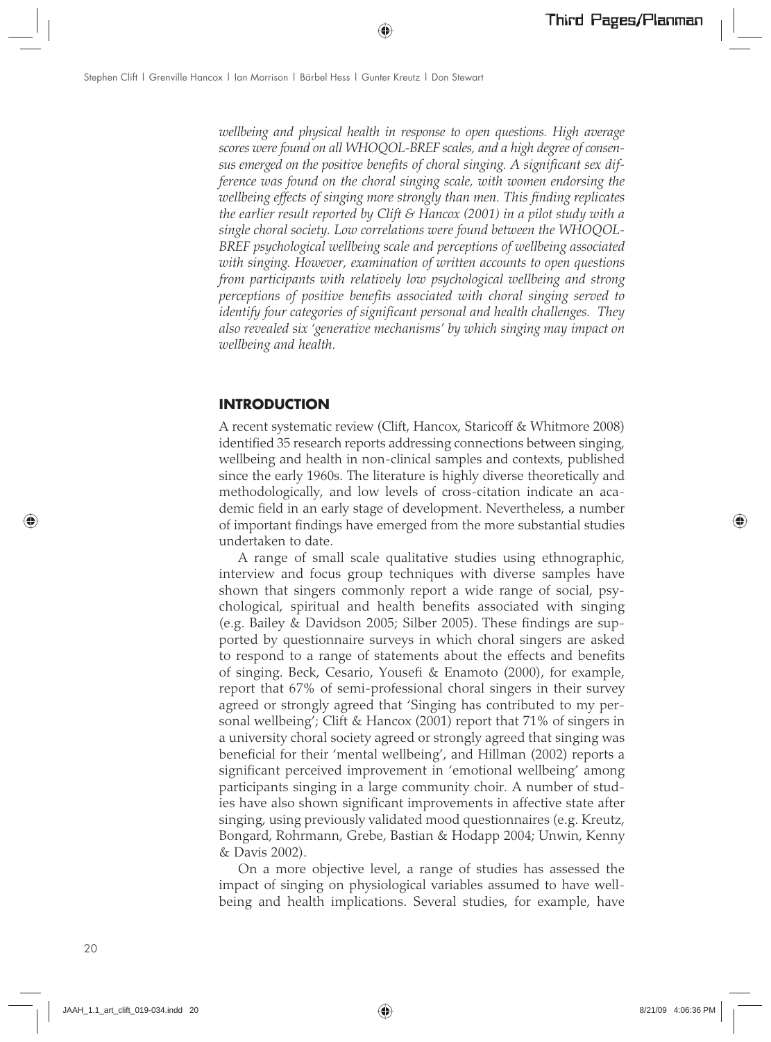*wellbeing and physical health in response to open questions. High average scores were found on all WHOQOL-BREF scales, and a high degree of consensus emerged on the positive benefits of choral singing. A significant sex difference was found on the choral singing scale, with women endorsing the wellbeing effects of singing more strongly than men. This finding replicates the earlier result reported by Clift & Hancox (2001) in a pilot study with a single choral society. Low correlations were found between the WHOQOL-BREF psychological wellbeing scale and perceptions of wellbeing associated with singing. However, examination of written accounts to open questions from participants with relatively low psychological wellbeing and strong perceptions of positive benefits associated with choral singing served to identify four categories of significant personal and health challenges. They also revealed six 'generative mechanisms' by which singing may impact on wellbeing and health.*

## INTRODUCTION

A recent systematic review (Clift, Hancox, Staricoff & Whitmore 2008) identified 35 research reports addressing connections between singing, wellbeing and health in non-clinical samples and contexts, published since the early 1960s. The literature is highly diverse theoretically and methodologically, and low levels of cross-citation indicate an academic field in an early stage of development. Nevertheless, a number of important findings have emerged from the more substantial studies undertaken to date.

A range of small scale qualitative studies using ethnographic, interview and focus group techniques with diverse samples have shown that singers commonly report a wide range of social, psychological, spiritual and health benefits associated with singing (e.g. Bailey & Davidson 2005; Silber 2005). These findings are supported by questionnaire surveys in which choral singers are asked to respond to a range of statements about the effects and benefits of singing. Beck, Cesario, Yousefi & Enamoto (2000), for example, report that 67% of semi-professional choral singers in their survey agreed or strongly agreed that 'Singing has contributed to my personal wellbeing'; Clift & Hancox (2001) report that 71% of singers in a university choral society agreed or strongly agreed that singing was beneficial for their 'mental wellbeing', and Hillman (2002) reports a significant perceived improvement in 'emotional wellbeing' among participants singing in a large community choir. A number of studies have also shown significant improvements in affective state after singing, using previously validated mood questionnaires (e.g. Kreutz, Bongard, Rohrmann, Grebe, Bastian & Hodapp 2004; Unwin, Kenny & Davis 2002).

On a more objective level, a range of studies has assessed the impact of singing on physiological variables assumed to have wellbeing and health implications. Several studies, for example, have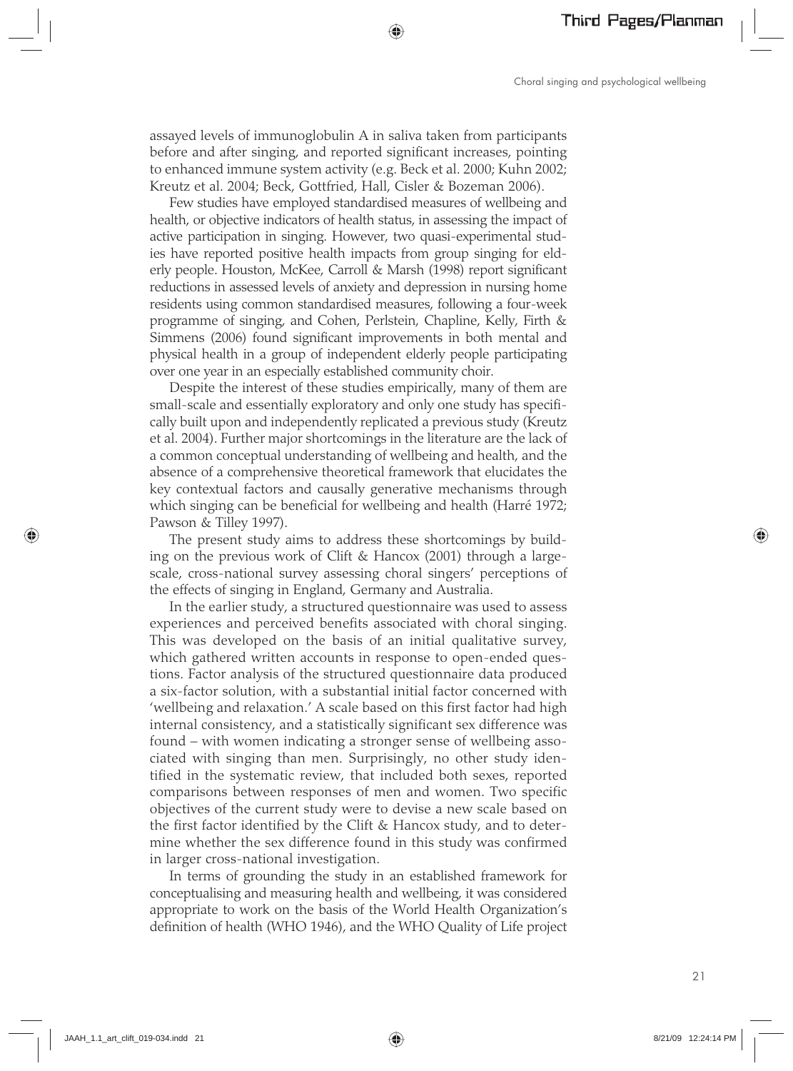assayed levels of immunoglobulin A in saliva taken from participants before and after singing, and reported significant increases, pointing to enhanced immune system activity (e.g. Beck et al. 2000; Kuhn 2002; Kreutz et al. 2004; Beck, Gottfried, Hall, Cisler & Bozeman 2006).

Few studies have employed standardised measures of wellbeing and health, or objective indicators of health status, in assessing the impact of active participation in singing. However, two quasi-experimental studies have reported positive health impacts from group singing for elderly people. Houston, McKee, Carroll & Marsh (1998) report significant reductions in assessed levels of anxiety and depression in nursing home residents using common standardised measures, following a four-week programme of singing, and Cohen, Perlstein, Chapline, Kelly, Firth & Simmens (2006) found significant improvements in both mental and physical health in a group of independent elderly people participating over one year in an especially established community choir.

Despite the interest of these studies empirically, many of them are small-scale and essentially exploratory and only one study has specifically built upon and independently replicated a previous study (Kreutz et al. 2004). Further major shortcomings in the literature are the lack of a common conceptual understanding of wellbeing and health, and the absence of a comprehensive theoretical framework that elucidates the key contextual factors and causally generative mechanisms through which singing can be beneficial for wellbeing and health (Harré 1972; Pawson & Tilley 1997).

The present study aims to address these shortcomings by building on the previous work of Clift & Hancox (2001) through a large-scale, cross-national survey assessing choral singers' perceptions of the effects of singing in England, Germany and Australia.

In the earlier study, a structured questionnaire was used to assess experiences and perceived benefits associated with choral singing. This was developed on the basis of an initial qualitative survey, which gathered written accounts in response to open-ended questions. Factor analysis of the structured questionnaire data produced a six-factor solution, with a substantial initial factor concerned with 'wellbeing and relaxation.' A scale based on this first factor had high internal consistency, and a statistically significant sex difference was found – with women indicating a stronger sense of wellbeing associated with singing than men. Surprisingly, no other study identified in the systematic review, that included both sexes, reported comparisons between responses of men and women. Two specific objectives of the current study were to devise a new scale based on the first factor identified by the Clift & Hancox study, and to determine whether the sex difference found in this study was confirmed in larger cross-national investigation.

In terms of grounding the study in an established framework for conceptualising and measuring health and wellbeing, it was considered appropriate to work on the basis of the World Health Organization's definition of health (WHO 1946), and the WHO Quality of Life project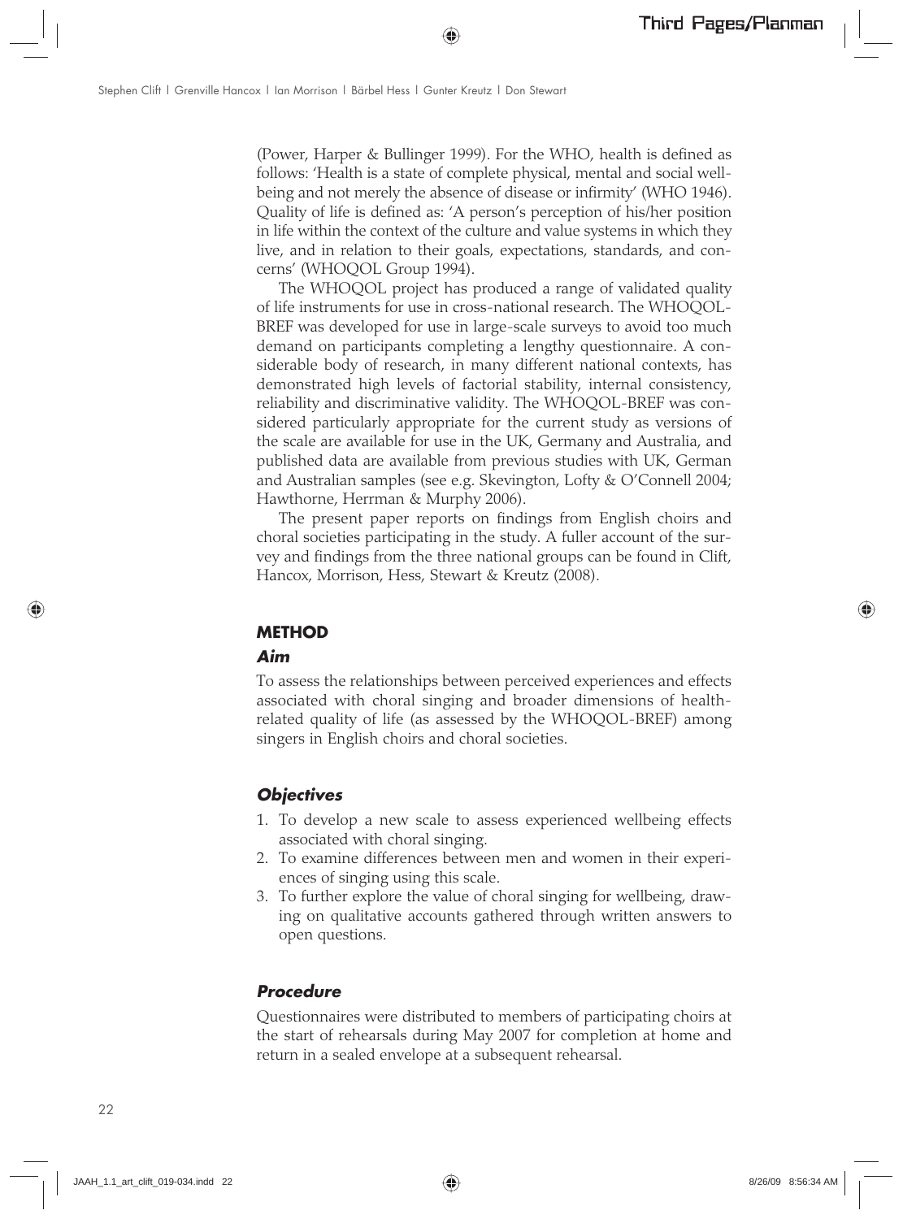(Power, Harper & Bullinger 1999). For the WHO, health is defined as follows: 'Health is a state of complete physical, mental and social wellbeing and not merely the absence of disease or infirmity' (WHO 1946). Quality of life is defined as: 'A person's perception of his/her position in life within the context of the culture and value systems in which they live, and in relation to their goals, expectations, standards, and concerns' (WHOQOL Group 1994).

The WHOQOL project has produced a range of validated quality of life instruments for use in cross-national research. The WHOQOL-BREF was developed for use in large-scale surveys to avoid too much demand on participants completing a lengthy questionnaire. A considerable body of research, in many different national contexts, has demonstrated high levels of factorial stability, internal consistency, reliability and discriminative validity. The WHOQOL-BREF was considered particularly appropriate for the current study as versions of the scale are available for use in the UK, Germany and Australia, and published data are available from previous studies with UK, German and Australian samples (see e.g. Skevington, Lofty & O'Connell 2004; Hawthorne, Herrman & Murphy 2006).

The present paper reports on findings from English choirs and choral societies participating in the study. A fuller account of the survey and findings from the three national groups can be found in Clift, Hancox, Morrison, Hess, Stewart & Kreutz (2008).

## METHOD

### *Aim*

To assess the relationships between perceived experiences and effects associated with choral singing and broader dimensions of health-related quality of life (as assessed by the WHOQOL-BREF) among singers in English choirs and choral societies.

### *Objectives*

1. To develop a new scale to assess experienced wellbeing effects associated with choral singing.
2. To examine differences between men and women in their experiences of singing using this scale.
3. To further explore the value of choral singing for wellbeing, drawing on qualitative accounts gathered through written answers to open questions.

### *Procedure*

Questionnaires were distributed to members of participating choirs at the start of rehearsals during May 2007 for completion at home and return in a sealed envelope at a subsequent rehearsal.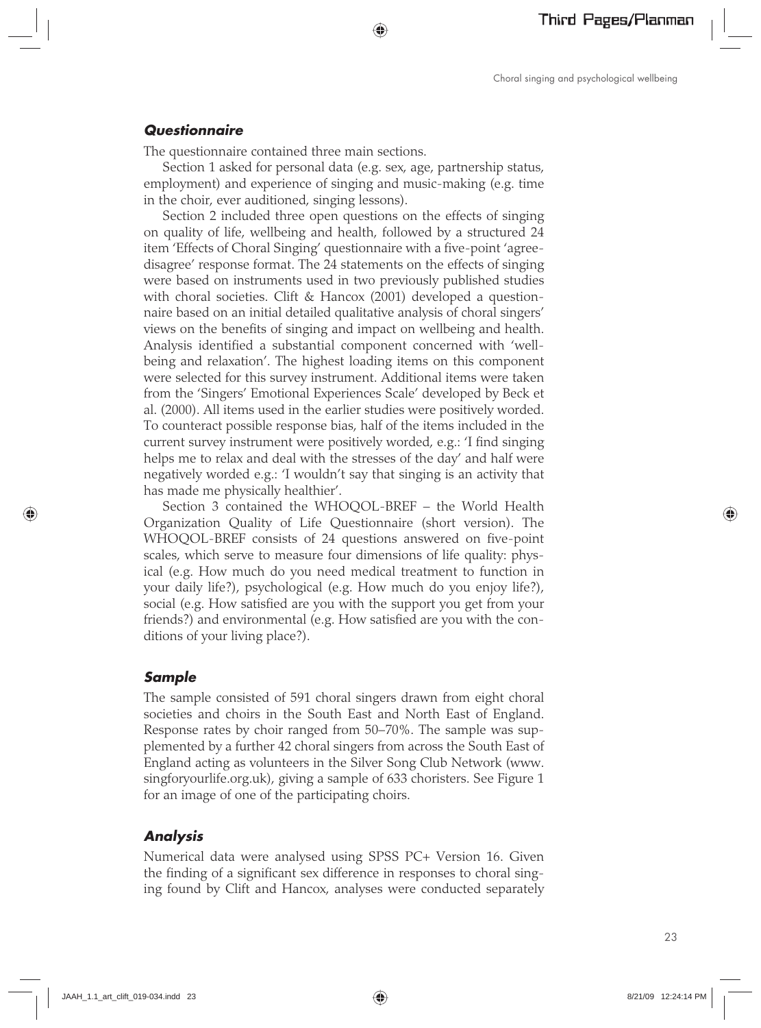### *Questionnaire*

The questionnaire contained three main sections.

Section 1 asked for personal data (e.g. sex, age, partnership status, employment) and experience of singing and music-making (e.g. time in the choir, ever auditioned, singing lessons).

Section 2 included three open questions on the effects of singing on quality of life, wellbeing and health, followed by a structured 24 item 'Effects of Choral Singing' questionnaire with a five-point 'agree-disagree' response format. The 24 statements on the effects of singing were based on instruments used in two previously published studies with choral societies. Clift & Hancox (2001) developed a questionnaire based on an initial detailed qualitative analysis of choral singers' views on the benefits of singing and impact on wellbeing and health. Analysis identified a substantial component concerned with 'wellbeing and relaxation'. The highest loading items on this component were selected for this survey instrument. Additional items were taken from the 'Singers' Emotional Experiences Scale' developed by Beck et al. (2000). All items used in the earlier studies were positively worded. To counteract possible response bias, half of the items included in the current survey instrument were positively worded, e.g.: 'I find singing helps me to relax and deal with the stresses of the day' and half were negatively worded e.g.: 'I wouldn't say that singing is an activity that has made me physically healthier'.

Section 3 contained the WHOQOL-BREF – the World Health Organization Quality of Life Questionnaire (short version). The WHOQOL-BREF consists of 24 questions answered on five-point scales, which serve to measure four dimensions of life quality: physical (e.g. How much do you need medical treatment to function in your daily life?), psychological (e.g. How much do you enjoy life?), social (e.g. How satisfied are you with the support you get from your friends?) and environmental (e.g. How satisfied are you with the conditions of your living place?).

### *Sample*

The sample consisted of 591 choral singers drawn from eight choral societies and choirs in the South East and North East of England. Response rates by choir ranged from 50–70%. The sample was supplemented by a further 42 choral singers from across the South East of England acting as volunteers in the Silver Song Club Network (www.singforyourlife.org.uk), giving a sample of 633 choristers. See Figure 1 for an image of one of the participating choirs.

### *Analysis*

Numerical data were analysed using SPSS PC+ Version 16. Given the finding of a significant sex difference in responses to choral singing found by Clift and Hancox, analyses were conducted separately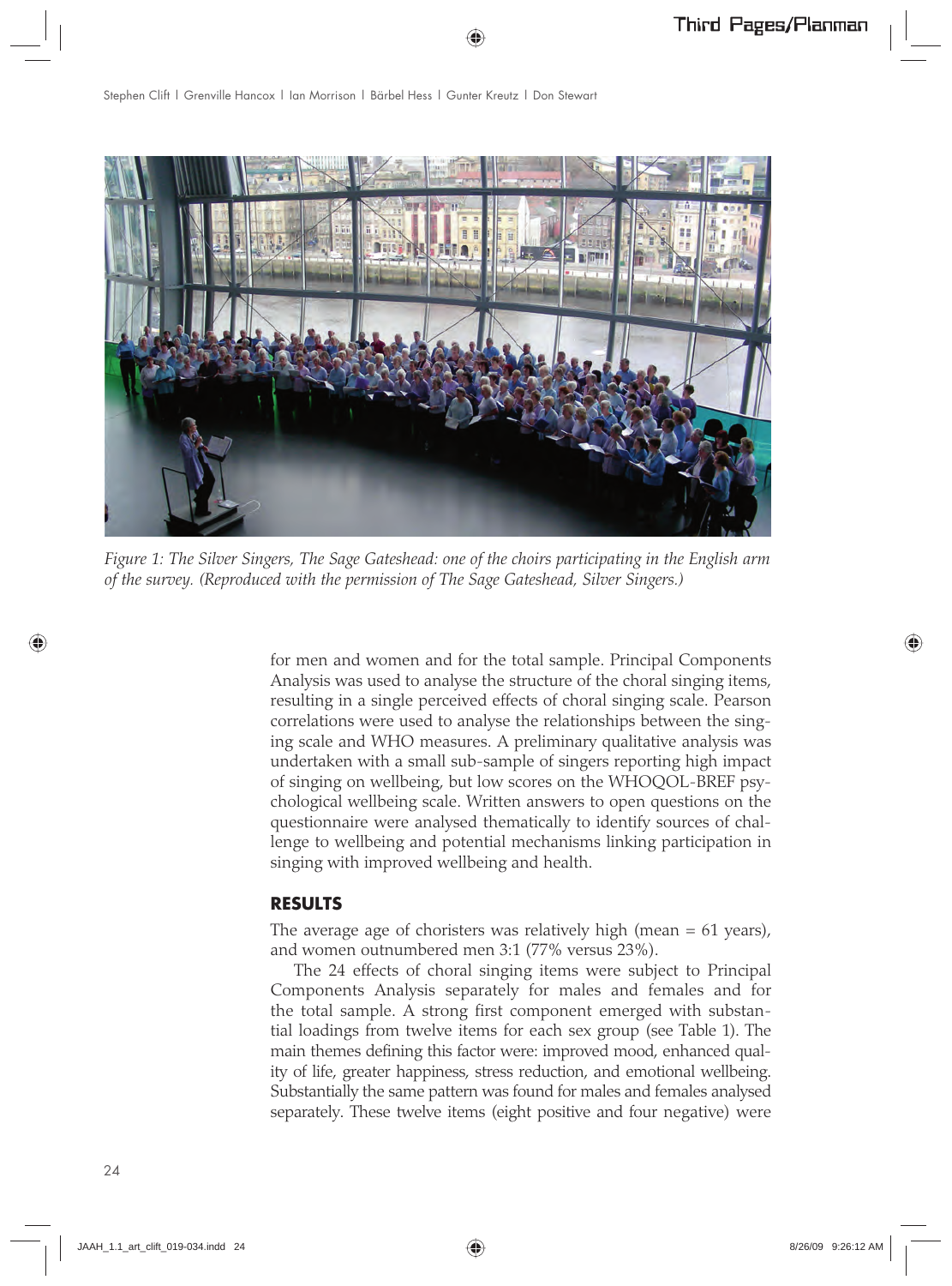*Figure 1: The Silver Singers, The Sage Gateshead: one of the choirs participating in the English arm of the survey. (Reproduced with the permission of The Sage Gateshead, Silver Singers.)*

for men and women and for the total sample. Principal Components Analysis was used to analyse the structure of the choral singing items, resulting in a single perceived effects of choral singing scale. Pearson correlations were used to analyse the relationships between the singing scale and WHO measures. A preliminary qualitative analysis was undertaken with a small sub-sample of singers reporting high impact of singing on wellbeing, but low scores on the WHOQOL-BREF psychological wellbeing scale. Written answers to open questions on the questionnaire were analysed thematically to identify sources of challenge to wellbeing and potential mechanisms linking participation in singing with improved wellbeing and health.

## RESULTS

The average age of choristers was relatively high (mean = 61 years), and women outnumbered men 3:1 (77% versus 23%).

The 24 effects of choral singing items were subject to Principal Components Analysis separately for males and females and for the total sample. A strong first component emerged with substantial loadings from twelve items for each sex group (see Table 1). The main themes defining this factor were: improved mood, enhanced quality of life, greater happiness, stress reduction, and emotional wellbeing. Substantially the same pattern was found for males and females analysed separately. These twelve items (eight positive and four negative) were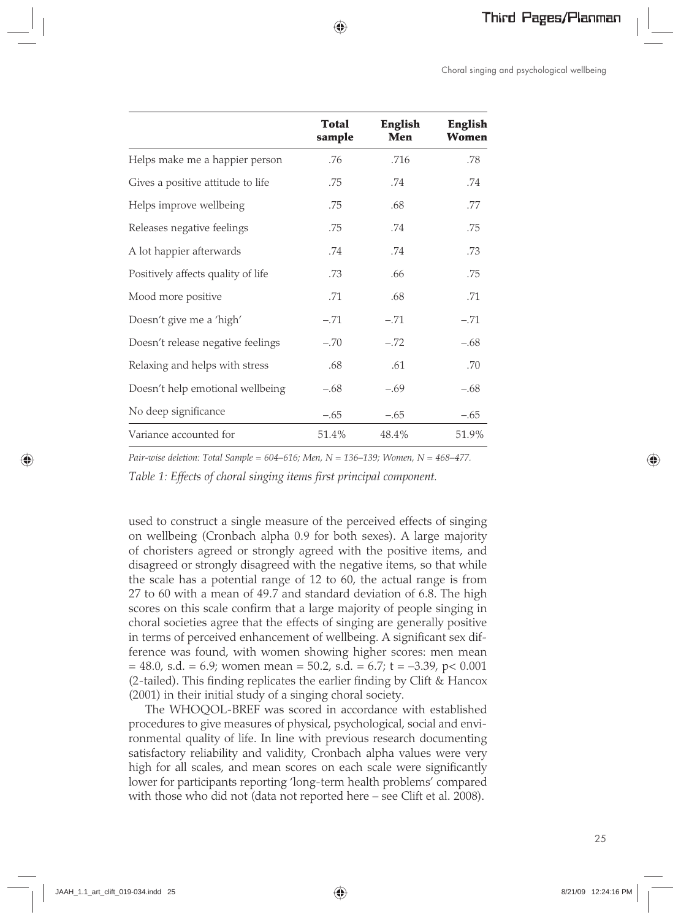| | **Total sample** | **English Men** | **English Women** |
|---|---|---|---|
| Helps make me a happier person | .76 | .716 | .78 |
| Gives a positive attitude to life | .75 | .74 | .74 |
| Helps improve wellbeing | .75 | .68 | .77 |
| Releases negative feelings | .75 | .74 | .75 |
| A lot happier afterwards | .74 | .74 | .73 |
| Positively affects quality of life | .73 | .66 | .75 |
| Mood more positive | .71 | .68 | .71 |
| Doesn't give me a 'high' | –.71 | –.71 | –.71 |
| Doesn't release negative feelings | –.70 | –.72 | –.68 |
| Relaxing and helps with stress | .68 | .61 | .70 |
| Doesn't help emotional wellbeing | –.68 | –.69 | –.68 |
| No deep significance | –.65 | –.65 | –.65 |
| Variance accounted for | 51.4% | 48.4% | 51.9% |

*Pair-wise deletion: Total Sample = 604–616; Men, N = 136–139; Women, N = 468–477.*

*Table 1: Effects of choral singing items first principal component.*

used to construct a single measure of the perceived effects of singing on wellbeing (Cronbach alpha 0.9 for both sexes). A large majority of choristers agreed or strongly agreed with the positive items, and disagreed or strongly disagreed with the negative items, so that while the scale has a potential range of 12 to 60, the actual range is from 27 to 60 with a mean of 49.7 and standard deviation of 6.8. The high scores on this scale confirm that a large majority of people singing in choral societies agree that the effects of singing are generally positive in terms of perceived enhancement of wellbeing. A significant sex difference was found, with women showing higher scores: men mean = 48.0, s.d. = 6.9; women mean = 50.2, s.d. = 6.7; $t = -3.39$, $p < 0.001$ (2-tailed). This finding replicates the earlier finding by Clift & Hancox (2001) in their initial study of a singing choral society.

The WHOQOL-BREF was scored in accordance with established procedures to give measures of physical, psychological, social and environmental quality of life. In line with previous research documenting satisfactory reliability and validity, Cronbach alpha values were very high for all scales, and mean scores on each scale were significantly lower for participants reporting 'long-term health problems' compared with those who did not (data not reported here – see Clift et al. 2008).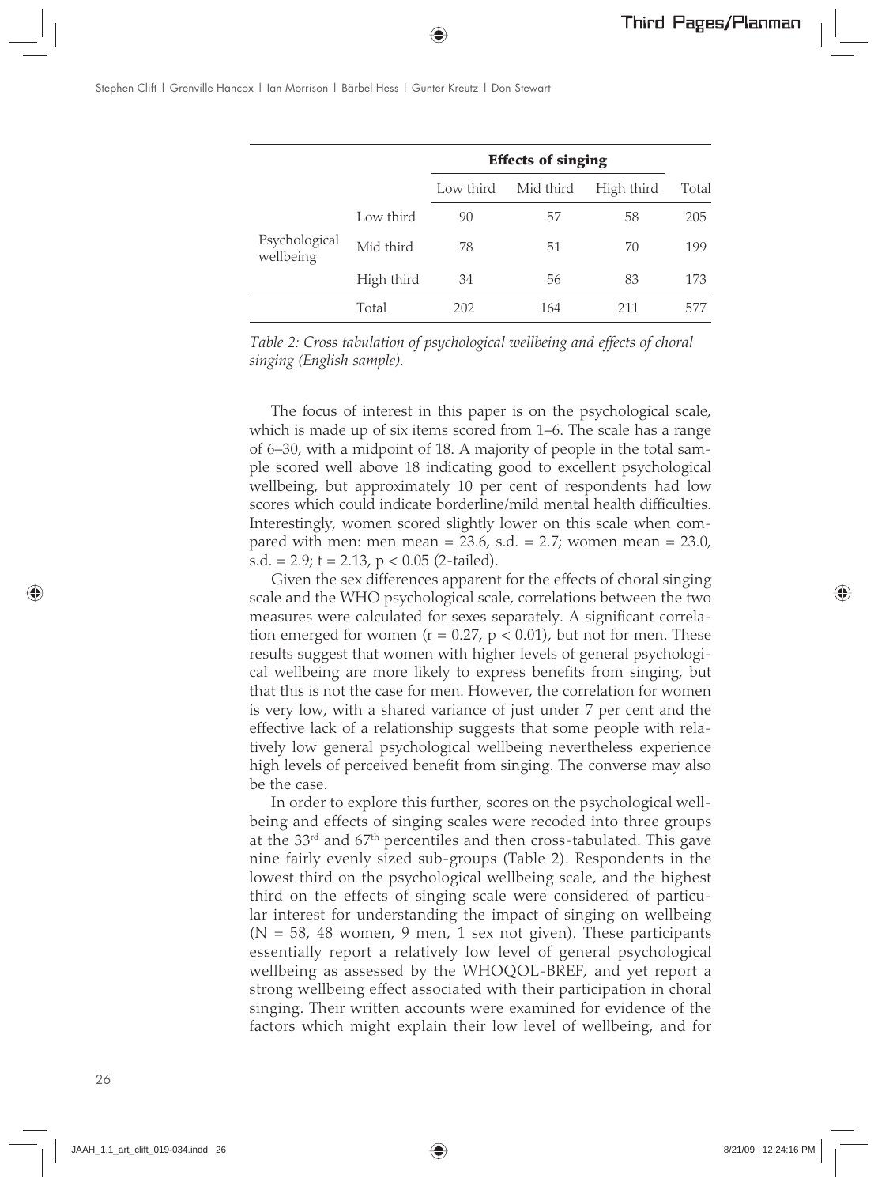| | | Effects of singing | | | |
|---|---|---|---|---|---|
| | | Low third | Mid third | High third | Total |
| Psychological wellbeing | Low third | 90 | 57 | 58 | 205 |
| | Mid third | 78 | 51 | 70 | 199 |
| | High third | 34 | 56 | 83 | 173 |
| | Total | 202 | 164 | 211 | 577 |

*Table 2: Cross tabulation of psychological wellbeing and effects of choral singing (English sample).*

The focus of interest in this paper is on the psychological scale, which is made up of six items scored from 1–6. The scale has a range of 6–30, with a midpoint of 18. A majority of people in the total sample scored well above 18 indicating good to excellent psychological wellbeing, but approximately 10 per cent of respondents had low scores which could indicate borderline/mild mental health difficulties. Interestingly, women scored slightly lower on this scale when compared with men: men mean = 23.6, s.d. = 2.7; women mean = 23.0, s.d. = 2.9; $t = 2.13$, $p < 0.05$ (2-tailed).

Given the sex differences apparent for the effects of choral singing scale and the WHO psychological scale, correlations between the two measures were calculated for sexes separately. A significant correlation emerged for women ($r = 0.27$, $p < 0.01$), but not for men. These results suggest that women with higher levels of general psychological wellbeing are more likely to express benefits from singing, but that this is not the case for men. However, the correlation for women is very low, with a shared variance of just under 7 per cent and the effective lack of a relationship suggests that some people with relatively low general psychological wellbeing nevertheless experience high levels of perceived benefit from singing. The converse may also be the case.

In order to explore this further, scores on the psychological wellbeing and effects of singing scales were recoded into three groups at the 33rd and 67th percentiles and then cross-tabulated. This gave nine fairly evenly sized sub-groups (Table 2). Respondents in the lowest third on the psychological wellbeing scale, and the highest third on the effects of singing scale were considered of particular interest for understanding the impact of singing on wellbeing (N = 58, 48 women, 9 men, 1 sex not given). These participants essentially report a relatively low level of general psychological wellbeing as assessed by the WHOQOL-BREF, and yet report a strong wellbeing effect associated with their participation in choral singing. Their written accounts were examined for evidence of the factors which might explain their low level of wellbeing, and for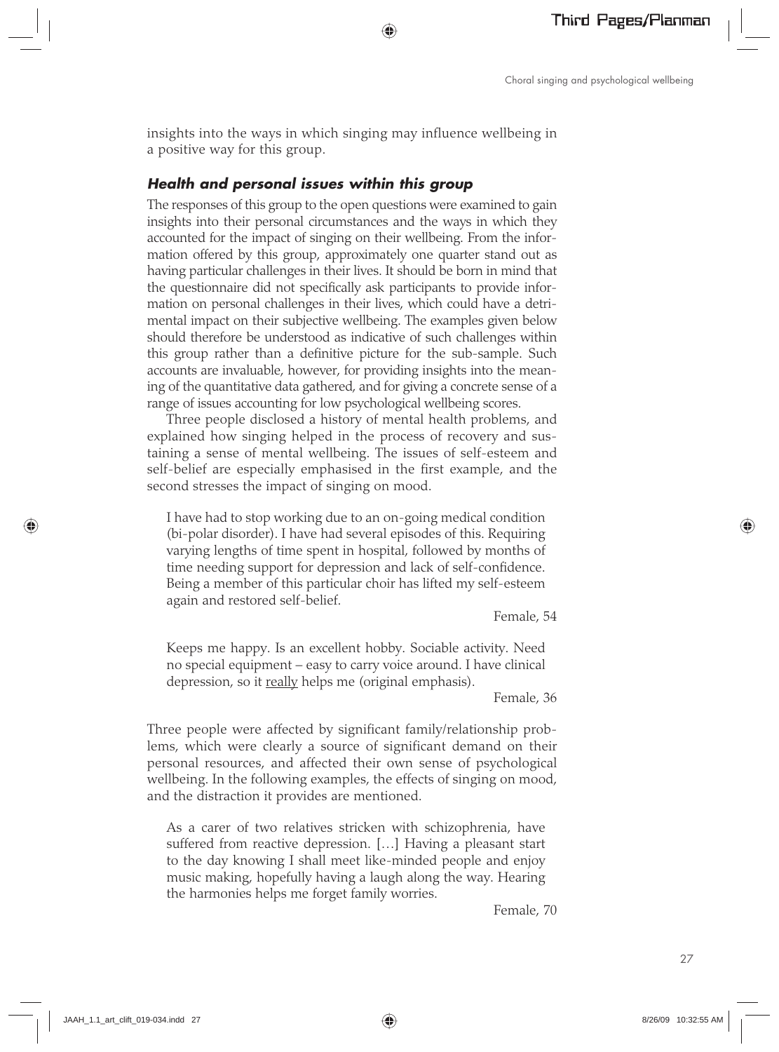insights into the ways in which singing may influence wellbeing in a positive way for this group.

### *Health and personal issues within this group*

The responses of this group to the open questions were examined to gain insights into their personal circumstances and the ways in which they accounted for the impact of singing on their wellbeing. From the information offered by this group, approximately one quarter stand out as having particular challenges in their lives. It should be born in mind that the questionnaire did not specifically ask participants to provide information on personal challenges in their lives, which could have a detrimental impact on their subjective wellbeing. The examples given below should therefore be understood as indicative of such challenges within this group rather than a definitive picture for the sub-sample. Such accounts are invaluable, however, for providing insights into the meaning of the quantitative data gathered, and for giving a concrete sense of a range of issues accounting for low psychological wellbeing scores.

Three people disclosed a history of mental health problems, and explained how singing helped in the process of recovery and sustaining a sense of mental wellbeing. The issues of self-esteem and self-belief are especially emphasised in the first example, and the second stresses the impact of singing on mood.

> I have had to stop working due to an on-going medical condition (bi-polar disorder). I have had several episodes of this. Requiring varying lengths of time spent in hospital, followed by months of time needing support for depression and lack of self-confidence. Being a member of this particular choir has lifted my self-esteem again and restored self-belief.
>
> Female, 54

> Keeps me happy. Is an excellent hobby. Sociable activity. Need no special equipment – easy to carry voice around. I have clinical depression, so it <u>really</u> helps me (original emphasis).
>
> Female, 36

Three people were affected by significant family/relationship problems, which were clearly a source of significant demand on their personal resources, and affected their own sense of psychological wellbeing. In the following examples, the effects of singing on mood, and the distraction it provides are mentioned.

> As a carer of two relatives stricken with schizophrenia, have suffered from reactive depression. […] Having a pleasant start to the day knowing I shall meet like-minded people and enjoy music making, hopefully having a laugh along the way. Hearing the harmonies helps me forget family worries.
>
> Female, 70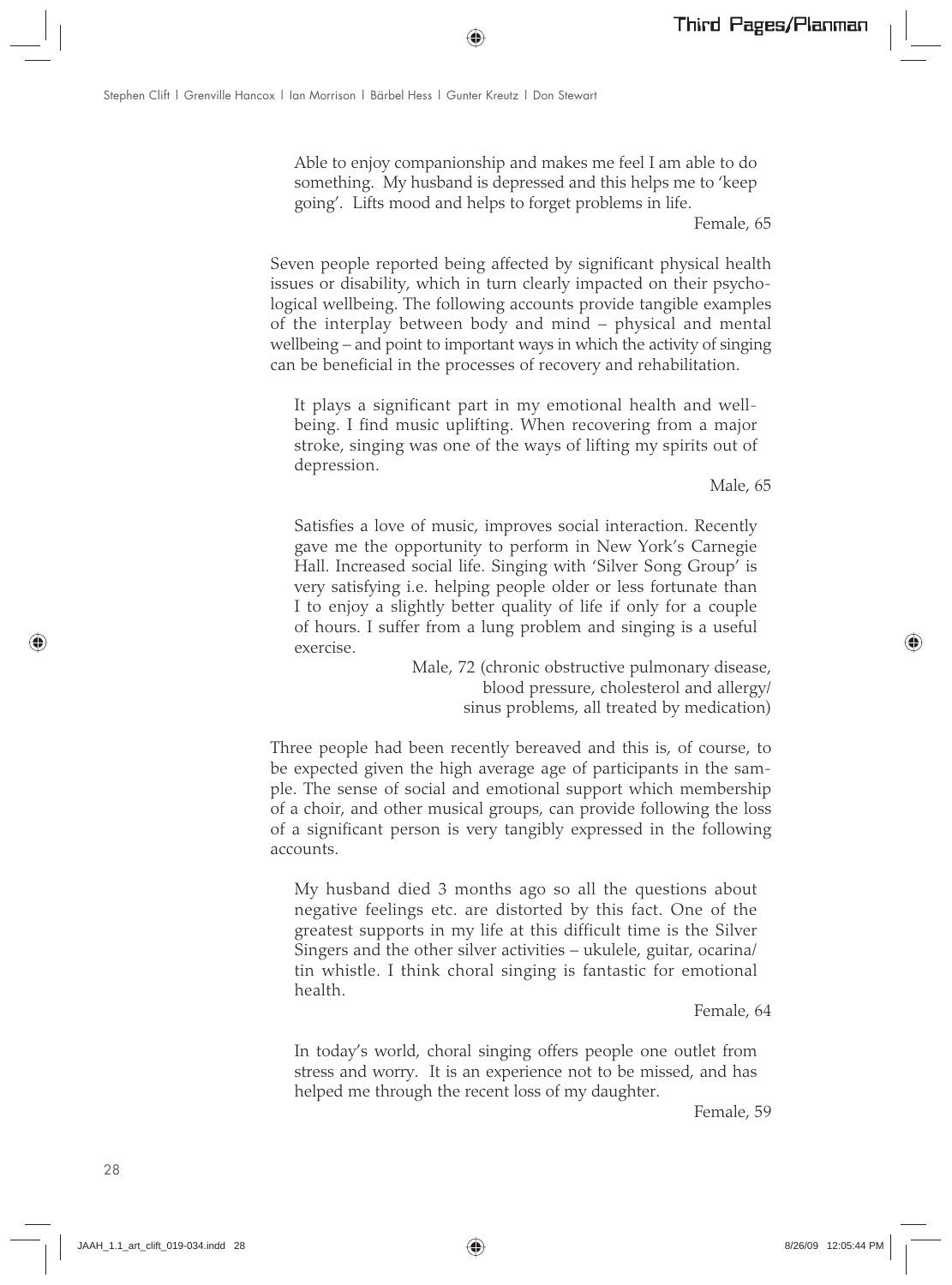> Able to enjoy companionship and makes me feel I am able to do something. My husband is depressed and this helps me to 'keep going'. Lifts mood and helps to forget problems in life.
>
> Female, 65

Seven people reported being affected by significant physical health issues or disability, which in turn clearly impacted on their psychological wellbeing. The following accounts provide tangible examples of the interplay between body and mind – physical and mental wellbeing – and point to important ways in which the activity of singing can be beneficial in the processes of recovery and rehabilitation.

> It plays a significant part in my emotional health and well-being. I find music uplifting. When recovering from a major stroke, singing was one of the ways of lifting my spirits out of depression.
>
> Male, 65

> Satisfies a love of music, improves social interaction. Recently gave me the opportunity to perform in New York's Carnegie Hall. Increased social life. Singing with 'Silver Song Group' is very satisfying i.e. helping people older or less fortunate than I to enjoy a slightly better quality of life if only for a couple of hours. I suffer from a lung problem and singing is a useful exercise.
>
> Male, 72 (chronic obstructive pulmonary disease, blood pressure, cholesterol and allergy/sinus problems, all treated by medication)

Three people had been recently bereaved and this is, of course, to be expected given the high average age of participants in the sample. The sense of social and emotional support which membership of a choir, and other musical groups, can provide following the loss of a significant person is very tangibly expressed in the following accounts.

> My husband died 3 months ago so all the questions about negative feelings etc. are distorted by this fact. One of the greatest supports in my life at this difficult time is the Silver Singers and the other silver activities – ukulele, guitar, ocarina/tin whistle. I think choral singing is fantastic for emotional health.
>
> Female, 64

> In today's world, choral singing offers people one outlet from stress and worry. It is an experience not to be missed, and has helped me through the recent loss of my daughter.
>
> Female, 59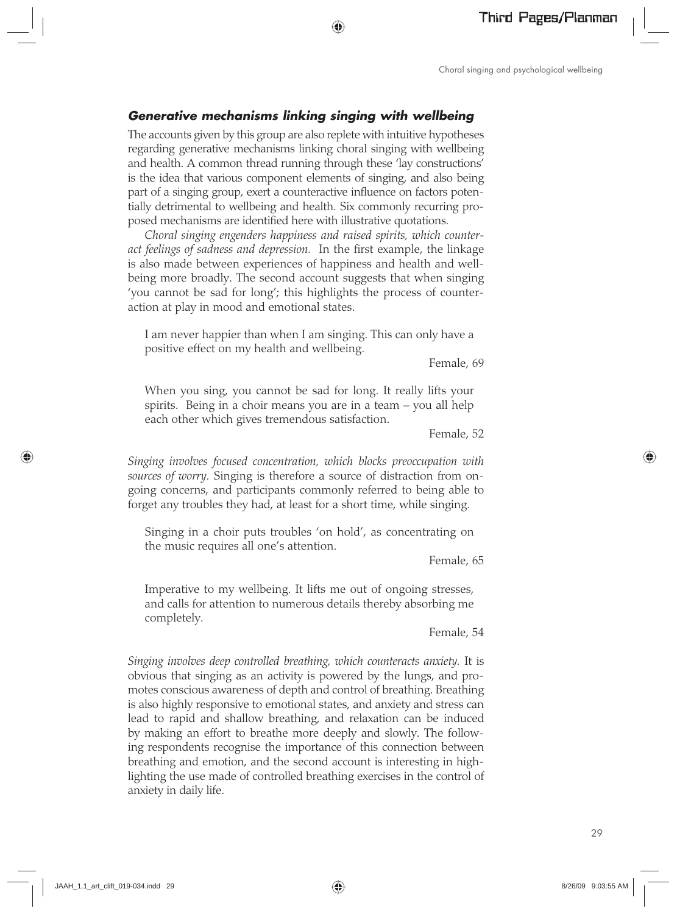### *Generative mechanisms linking singing with wellbeing*

The accounts given by this group are also replete with intuitive hypotheses regarding generative mechanisms linking choral singing with wellbeing and health. A common thread running through these 'lay constructions' is the idea that various component elements of singing, and also being part of a singing group, exert a counteractive influence on factors potentially detrimental to wellbeing and health. Six commonly recurring proposed mechanisms are identified here with illustrative quotations.

*Choral singing engenders happiness and raised spirits, which counteract feelings of sadness and depression.* In the first example, the linkage is also made between experiences of happiness and health and wellbeing more broadly. The second account suggests that when singing 'you cannot be sad for long'; this highlights the process of counteraction at play in mood and emotional states.

> I am never happier than when I am singing. This can only have a positive effect on my health and wellbeing.
>
> Female, 69

> When you sing, you cannot be sad for long. It really lifts your spirits. Being in a choir means you are in a team – you all help each other which gives tremendous satisfaction.
>
> Female, 52

*Singing involves focused concentration, which blocks preoccupation with sources of worry.* Singing is therefore a source of distraction from ongoing concerns, and participants commonly referred to being able to forget any troubles they had, at least for a short time, while singing.

> Singing in a choir puts troubles 'on hold', as concentrating on the music requires all one's attention.
>
> Female, 65

> Imperative to my wellbeing. It lifts me out of ongoing stresses, and calls for attention to numerous details thereby absorbing me completely.
>
> Female, 54

*Singing involves deep controlled breathing, which counteracts anxiety.* It is obvious that singing as an activity is powered by the lungs, and promotes conscious awareness of depth and control of breathing. Breathing is also highly responsive to emotional states, and anxiety and stress can lead to rapid and shallow breathing, and relaxation can be induced by making an effort to breathe more deeply and slowly. The following respondents recognise the importance of this connection between breathing and emotion, and the second account is interesting in highlighting the use made of controlled breathing exercises in the control of anxiety in daily life.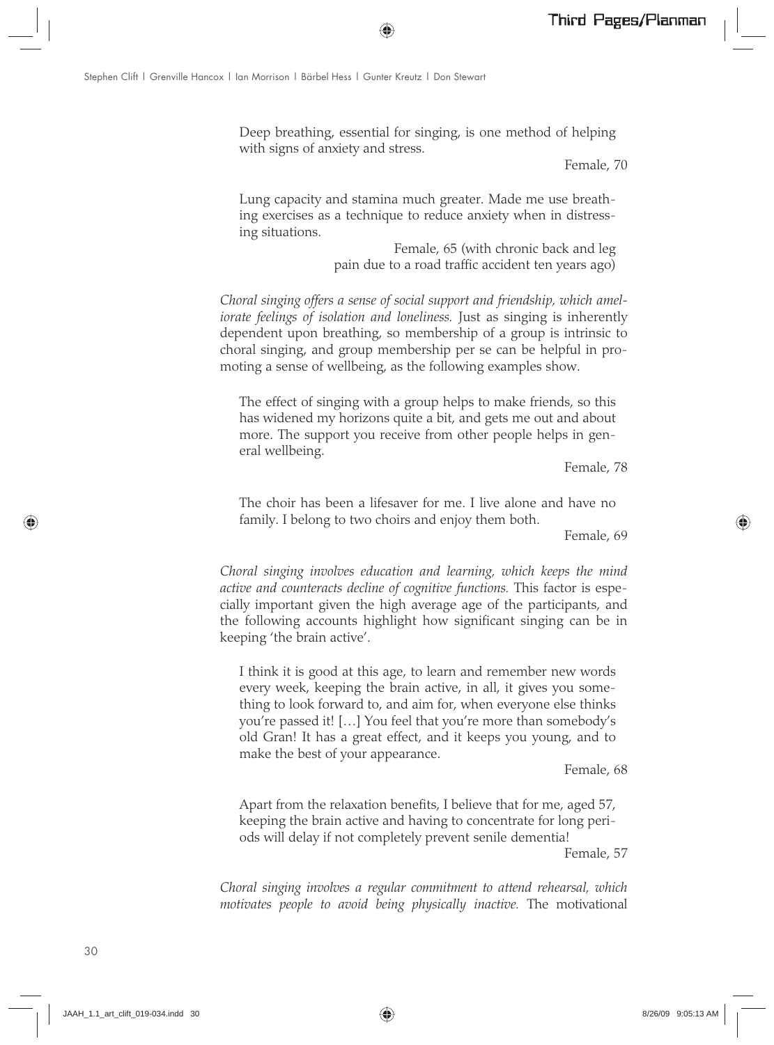> Deep breathing, essential for singing, is one method of helping with signs of anxiety and stress.
>
> Female, 70

> Lung capacity and stamina much greater. Made me use breathing exercises as a technique to reduce anxiety when in distressing situations.
>
> Female, 65 (with chronic back and leg pain due to a road traffic accident ten years ago)

*Choral singing offers a sense of social support and friendship, which ameliorate feelings of isolation and loneliness.* Just as singing is inherently dependent upon breathing, so membership of a group is intrinsic to choral singing, and group membership per se can be helpful in promoting a sense of wellbeing, as the following examples show.

> The effect of singing with a group helps to make friends, so this has widened my horizons quite a bit, and gets me out and about more. The support you receive from other people helps in general wellbeing.
>
> Female, 78

> The choir has been a lifesaver for me. I live alone and have no family. I belong to two choirs and enjoy them both.
>
> Female, 69

*Choral singing involves education and learning, which keeps the mind active and counteracts decline of cognitive functions.* This factor is especially important given the high average age of the participants, and the following accounts highlight how significant singing can be in keeping 'the brain active'.

> I think it is good at this age, to learn and remember new words every week, keeping the brain active, in all, it gives you something to look forward to, and aim for, when everyone else thinks you're passed it! […] You feel that you're more than somebody's old Gran! It has a great effect, and it keeps you young, and to make the best of your appearance.
>
> Female, 68

> Apart from the relaxation benefits, I believe that for me, aged 57, keeping the brain active and having to concentrate for long periods will delay if not completely prevent senile dementia!
>
> Female, 57

*Choral singing involves a regular commitment to attend rehearsal, which motivates people to avoid being physically inactive.* The motivational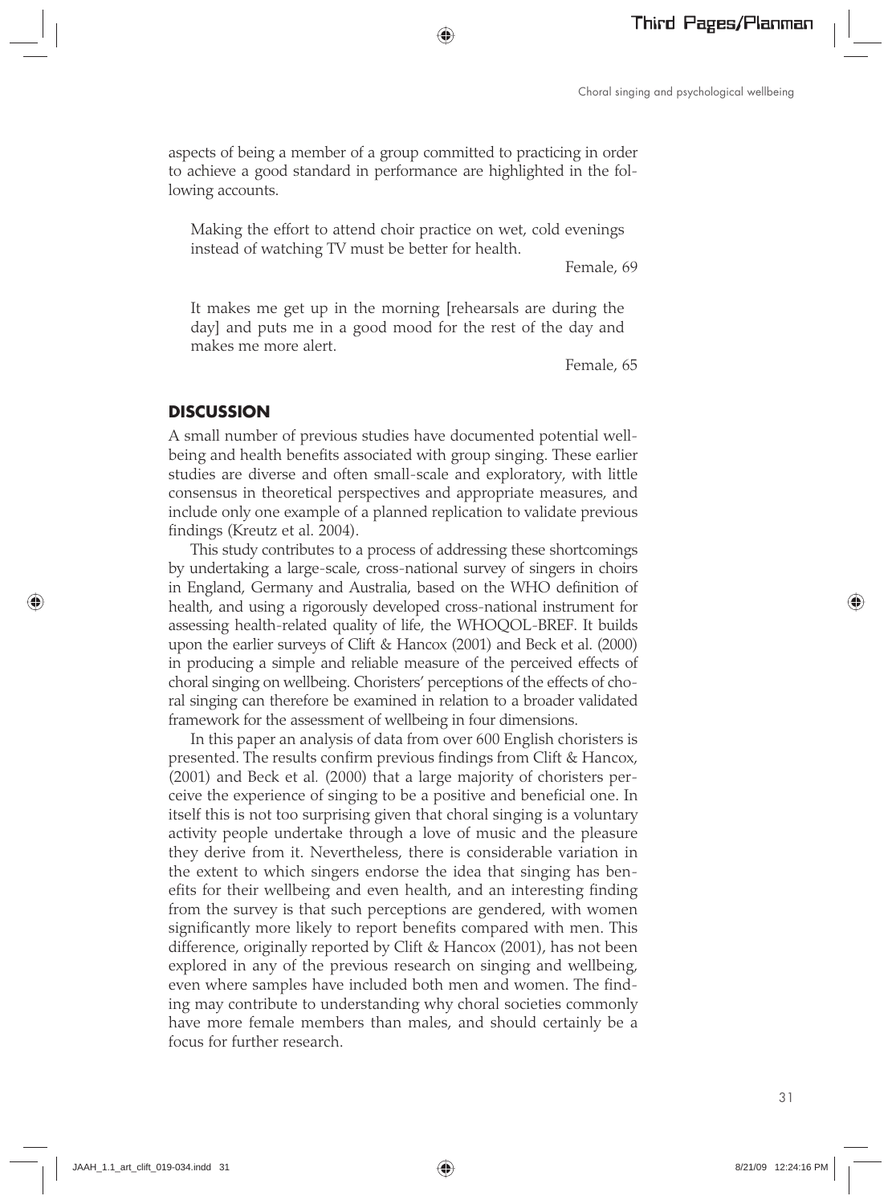aspects of being a member of a group committed to practicing in order to achieve a good standard in performance are highlighted in the following accounts.

> Making the effort to attend choir practice on wet, cold evenings instead of watching TV must be better for health.
>
> Female, 69

> It makes me get up in the morning [rehearsals are during the day] and puts me in a good mood for the rest of the day and makes me more alert.
>
> Female, 65

## DISCUSSION

A small number of previous studies have documented potential wellbeing and health benefits associated with group singing. These earlier studies are diverse and often small-scale and exploratory, with little consensus in theoretical perspectives and appropriate measures, and include only one example of a planned replication to validate previous findings (Kreutz et al. 2004).

This study contributes to a process of addressing these shortcomings by undertaking a large-scale, cross-national survey of singers in choirs in England, Germany and Australia, based on the WHO definition of health, and using a rigorously developed cross-national instrument for assessing health-related quality of life, the WHOQOL-BREF. It builds upon the earlier surveys of Clift & Hancox (2001) and Beck et al. (2000) in producing a simple and reliable measure of the perceived effects of choral singing on wellbeing. Choristers' perceptions of the effects of choral singing can therefore be examined in relation to a broader validated framework for the assessment of wellbeing in four dimensions.

In this paper an analysis of data from over 600 English choristers is presented. The results confirm previous findings from Clift & Hancox, (2001) and Beck et al. (2000) that a large majority of choristers perceive the experience of singing to be a positive and beneficial one. In itself this is not too surprising given that choral singing is a voluntary activity people undertake through a love of music and the pleasure they derive from it. Nevertheless, there is considerable variation in the extent to which singers endorse the idea that singing has benefits for their wellbeing and even health, and an interesting finding from the survey is that such perceptions are gendered, with women significantly more likely to report benefits compared with men. This difference, originally reported by Clift & Hancox (2001), has not been explored in any of the previous research on singing and wellbeing, even where samples have included both men and women. The finding may contribute to understanding why choral societies commonly have more female members than males, and should certainly be a focus for further research.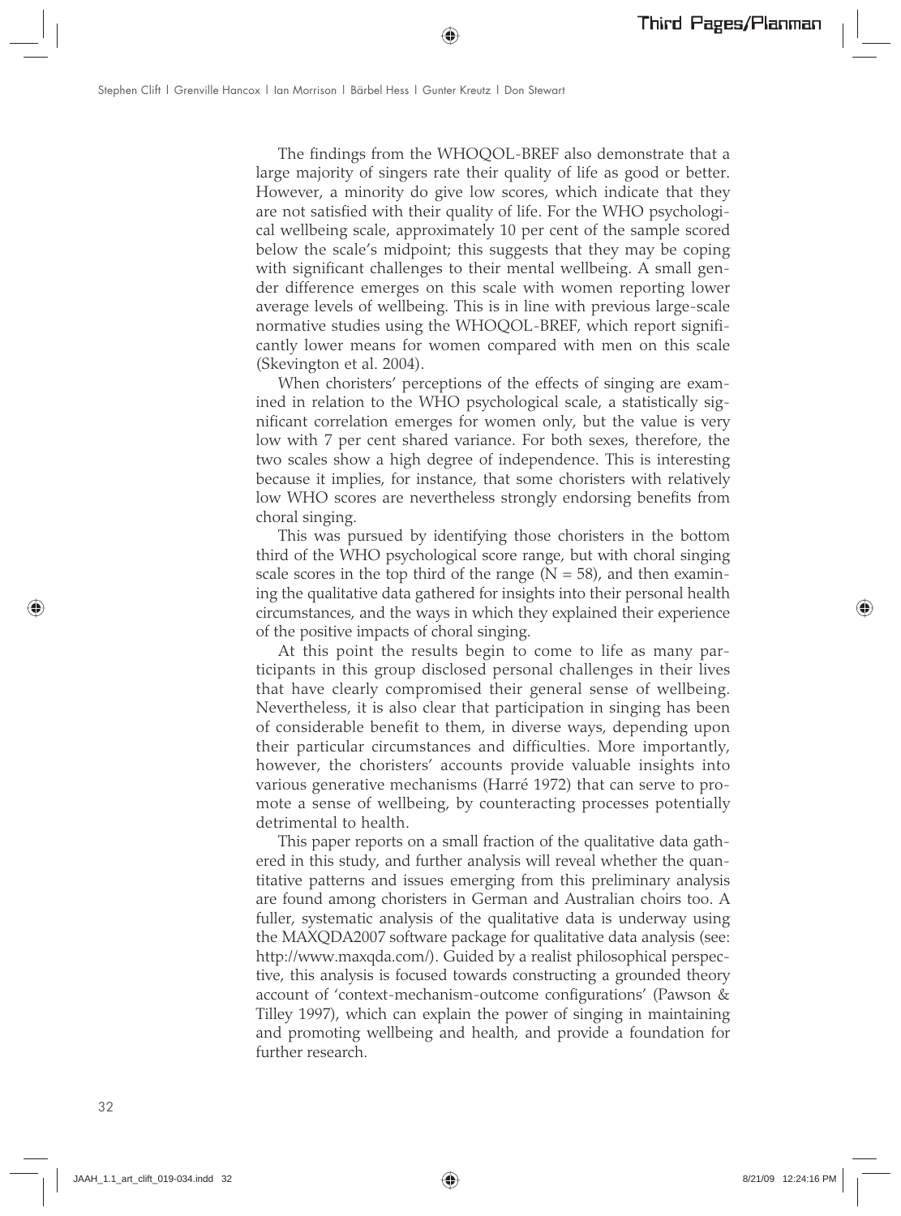The findings from the WHOQOL-BREF also demonstrate that a large majority of singers rate their quality of life as good or better. However, a minority do give low scores, which indicate that they are not satisfied with their quality of life. For the WHO psychological wellbeing scale, approximately 10 per cent of the sample scored below the scale's midpoint; this suggests that they may be coping with significant challenges to their mental wellbeing. A small gender difference emerges on this scale with women reporting lower average levels of wellbeing. This is in line with previous large-scale normative studies using the WHOQOL-BREF, which report significantly lower means for women compared with men on this scale (Skevington et al. 2004).

When choristers' perceptions of the effects of singing are examined in relation to the WHO psychological scale, a statistically significant correlation emerges for women only, but the value is very low with 7 per cent shared variance. For both sexes, therefore, the two scales show a high degree of independence. This is interesting because it implies, for instance, that some choristers with relatively low WHO scores are nevertheless strongly endorsing benefits from choral singing.

This was pursued by identifying those choristers in the bottom third of the WHO psychological score range, but with choral singing scale scores in the top third of the range ($N = 58$), and then examining the qualitative data gathered for insights into their personal health circumstances, and the ways in which they explained their experience of the positive impacts of choral singing.

At this point the results begin to come to life as many participants in this group disclosed personal challenges in their lives that have clearly compromised their general sense of wellbeing. Nevertheless, it is also clear that participation in singing has been of considerable benefit to them, in diverse ways, depending upon their particular circumstances and difficulties. More importantly, however, the choristers' accounts provide valuable insights into various generative mechanisms (Harré 1972) that can serve to promote a sense of wellbeing, by counteracting processes potentially detrimental to health.

This paper reports on a small fraction of the qualitative data gathered in this study, and further analysis will reveal whether the quantitative patterns and issues emerging from this preliminary analysis are found among choristers in German and Australian choirs too. A fuller, systematic analysis of the qualitative data is underway using the MAXQDA2007 software package for qualitative data analysis (see: http://www.maxqda.com/). Guided by a realist philosophical perspective, this analysis is focused towards constructing a grounded theory account of 'context-mechanism-outcome configurations' (Pawson & Tilley 1997), which can explain the power of singing in maintaining and promoting wellbeing and health, and provide a foundation for further research.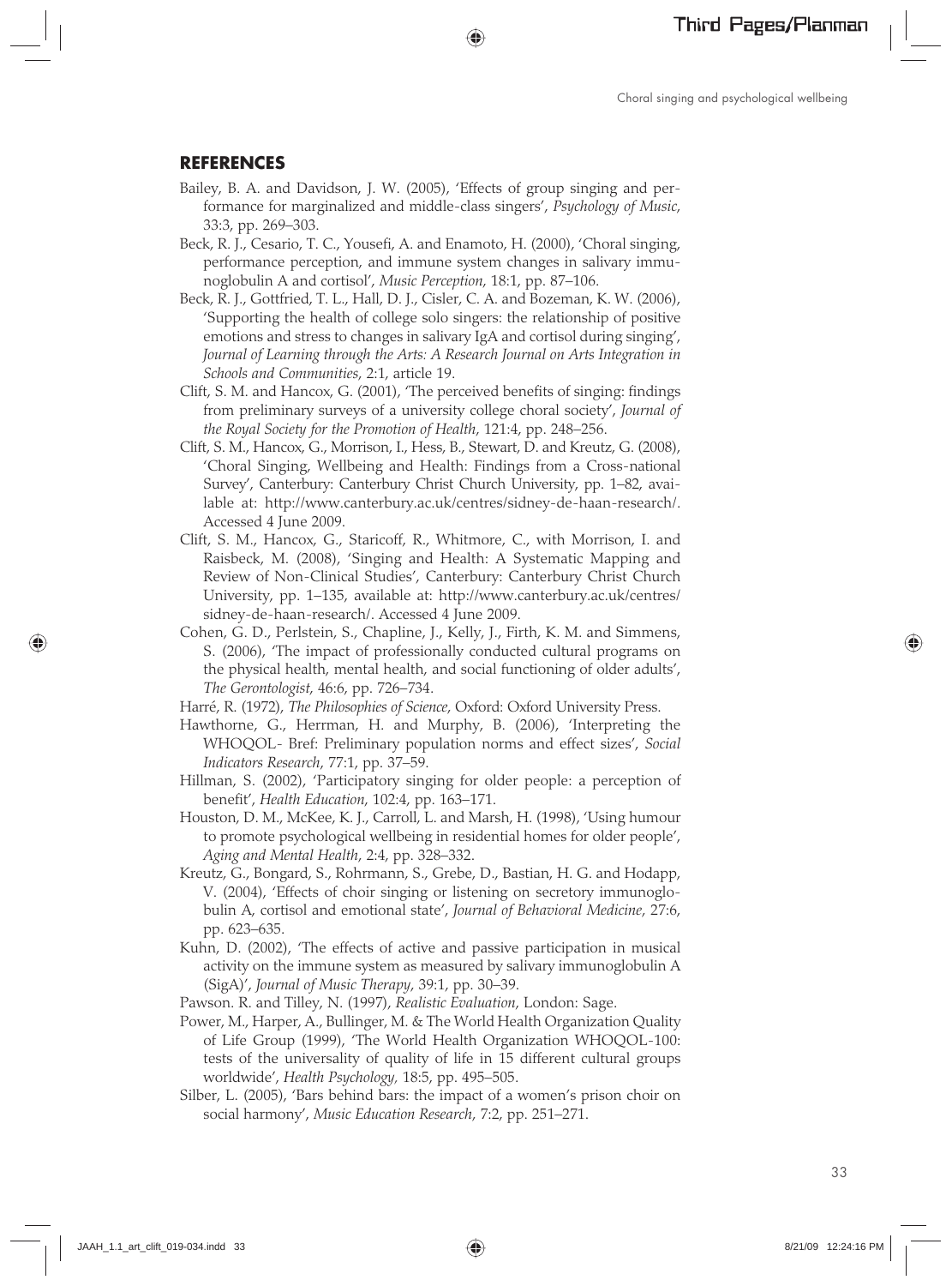## REFERENCES

Bailey, B. A. and Davidson, J. W. (2005), 'Effects of group singing and performance for marginalized and middle-class singers', *Psychology of Music*, 33:3, pp. 269–303.

Beck, R. J., Cesario, T. C., Yousefi, A. and Enamoto, H. (2000), 'Choral singing, performance perception, and immune system changes in salivary immunoglobulin A and cortisol', *Music Perception*, 18:1, pp. 87–106.

Beck, R. J., Gottfried, T. L., Hall, D. J., Cisler, C. A. and Bozeman, K. W. (2006), 'Supporting the health of college solo singers: the relationship of positive emotions and stress to changes in salivary IgA and cortisol during singing', *Journal of Learning through the Arts: A Research Journal on Arts Integration in Schools and Communities*, 2:1, article 19.

Clift, S. M. and Hancox, G. (2001), 'The perceived benefits of singing: findings from preliminary surveys of a university college choral society', *Journal of the Royal Society for the Promotion of Health*, 121:4, pp. 248–256.

Clift, S. M., Hancox, G., Morrison, I., Hess, B., Stewart, D. and Kreutz, G. (2008), 'Choral Singing, Wellbeing and Health: Findings from a Cross-national Survey', Canterbury: Canterbury Christ Church University, pp. 1–82, available at: http://www.canterbury.ac.uk/centres/sidney-de-haan-research/. Accessed 4 June 2009.

Clift, S. M., Hancox, G., Staricoff, R., Whitmore, C., with Morrison, I. and Raisbeck, M. (2008), 'Singing and Health: A Systematic Mapping and Review of Non-Clinical Studies', Canterbury: Canterbury Christ Church University, pp. 1–135, available at: http://www.canterbury.ac.uk/centres/sidney-de-haan-research/. Accessed 4 June 2009.

Cohen, G. D., Perlstein, S., Chapline, J., Kelly, J., Firth, K. M. and Simmens, S. (2006), 'The impact of professionally conducted cultural programs on the physical health, mental health, and social functioning of older adults', *The Gerontologist*, 46:6, pp. 726–734.

Harré, R. (1972), *The Philosophies of Science*, Oxford: Oxford University Press.

Hawthorne, G., Herrman, H. and Murphy, B. (2006), 'Interpreting the WHOQOL- Bref: Preliminary population norms and effect sizes', *Social Indicators Research*, 77:1, pp. 37–59.

Hillman, S. (2002), 'Participatory singing for older people: a perception of benefit', *Health Education*, 102:4, pp. 163–171.

Houston, D. M., McKee, K. J., Carroll, L. and Marsh, H. (1998), 'Using humour to promote psychological wellbeing in residential homes for older people', *Aging and Mental Health*, 2:4, pp. 328–332.

Kreutz, G., Bongard, S., Rohrmann, S., Grebe, D., Bastian, H. G. and Hodapp, V. (2004), 'Effects of choir singing or listening on secretory immunoglobulin A, cortisol and emotional state', *Journal of Behavioral Medicine*, 27:6, pp. 623–635.

Kuhn, D. (2002), 'The effects of active and passive participation in musical activity on the immune system as measured by salivary immunoglobulin A (SigA)', *Journal of Music Therapy*, 39:1, pp. 30–39.

Pawson. R. and Tilley, N. (1997), *Realistic Evaluation*, London: Sage.

Power, M., Harper, A., Bullinger, M. & The World Health Organization Quality of Life Group (1999), 'The World Health Organization WHOQOL-100: tests of the universality of quality of life in 15 different cultural groups worldwide', *Health Psychology*, 18:5, pp. 495–505.

Silber, L. (2005), 'Bars behind bars: the impact of a women's prison choir on social harmony', *Music Education Research*, 7:2, pp. 251–271.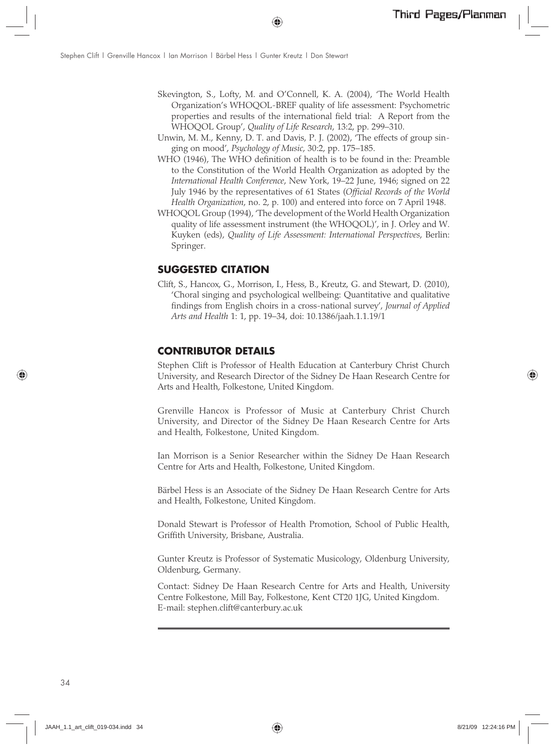Skevington, S., Lofty, M. and O'Connell, K. A. (2004), 'The World Health Organization's WHOQOL-BREF quality of life assessment: Psychometric properties and results of the international field trial: A Report from the WHOQOL Group', *Quality of Life Research*, 13:2, pp. 299–310.

Unwin, M. M., Kenny, D. T. and Davis, P. J. (2002), 'The effects of group singing on mood', *Psychology of Music*, 30:2, pp. 175–185.

WHO (1946), The WHO definition of health is to be found in the: Preamble to the Constitution of the World Health Organization as adopted by the *International Health Conference*, New York, 19–22 June, 1946; signed on 22 July 1946 by the representatives of 61 States (*Official Records of the World Health Organization*, no. 2, p. 100) and entered into force on 7 April 1948.

WHOQOL Group (1994), 'The development of the World Health Organization quality of life assessment instrument (the WHOQOL)', in J. Orley and W. Kuyken (eds), *Quality of Life Assessment: International Perspectives*, Berlin: Springer.

## SUGGESTED CITATION

Clift, S., Hancox, G., Morrison, I., Hess, B., Kreutz, G. and Stewart, D. (2010), 'Choral singing and psychological wellbeing: Quantitative and qualitative findings from English choirs in a cross-national survey', *Journal of Applied Arts and Health* 1: 1, pp. 19–34, doi: 10.1386/jaah.1.1.19/1

## CONTRIBUTOR DETAILS

Stephen Clift is Professor of Health Education at Canterbury Christ Church University, and Research Director of the Sidney De Haan Research Centre for Arts and Health, Folkestone, United Kingdom.

Grenville Hancox is Professor of Music at Canterbury Christ Church University, and Director of the Sidney De Haan Research Centre for Arts and Health, Folkestone, United Kingdom.

Ian Morrison is a Senior Researcher within the Sidney De Haan Research Centre for Arts and Health, Folkestone, United Kingdom.

Bärbel Hess is an Associate of the Sidney De Haan Research Centre for Arts and Health, Folkestone, United Kingdom.

Donald Stewart is Professor of Health Promotion, School of Public Health, Griffith University, Brisbane, Australia.

Gunter Kreutz is Professor of Systematic Musicology, Oldenburg University, Oldenburg, Germany.

Contact: Sidney De Haan Research Centre for Arts and Health, University Centre Folkestone, Mill Bay, Folkestone, Kent CT20 1JG, United Kingdom.
E-mail: stephen.clift@canterbury.ac.uk